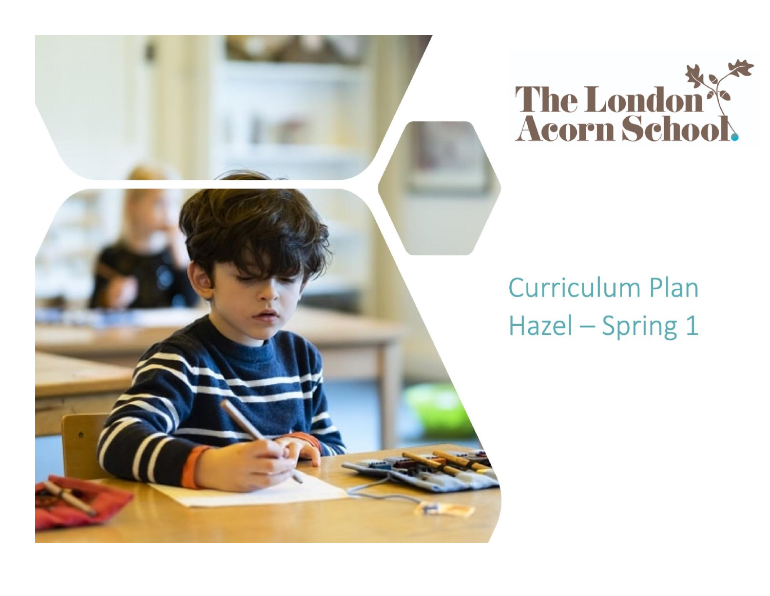The London Acorn School

# Curriculum Plan

## Hazel – Spring 1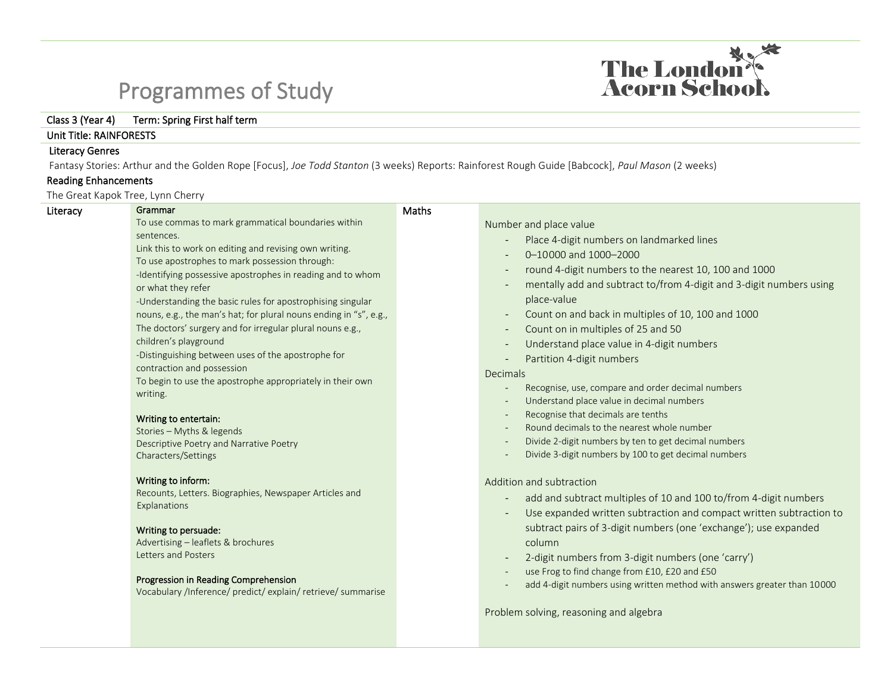# Programmes of Study

The London Acorn School

**Class 3 (Year 4)** **Term: Spring First half term**

**Unit Title: RAINFORESTS**

**Literacy Genres**

Fantasy Stories: Arthur and the Golden Rope [Focus], *Joe Todd Stanton* (3 weeks) Reports: Rainforest Rough Guide [Babcock], *Paul Mason* (2 weeks)

**Reading Enhancements**

The Great Kapok Tree, Lynn Cherry

## Literacy

**Grammar**

To use commas to mark grammatical boundaries within sentences.

Link this to work on editing and revising own writing.

To use apostrophes to mark possession through:

-Identifying possessive apostrophes in reading and to whom or what they refer

-Understanding the basic rules for apostrophising singular nouns, e.g., the man's hat; for plural nouns ending in "s", e.g., The doctors' surgery and for irregular plural nouns e.g., children's playground

-Distinguishing between uses of the apostrophe for contraction and possession

To begin to use the apostrophe appropriately in their own writing.

**Writing to entertain:**

Stories – Myths & legends

Descriptive Poetry and Narrative Poetry

Characters/Settings

**Writing to inform:**

Recounts, Letters. Biographies, Newspaper Articles and Explanations

**Writing to persuade:**

Advertising – leaflets & brochures

Letters and Posters

**Progression in Reading Comprehension**

Vocabulary /Inference/ predict/ explain/ retrieve/ summarise

## Maths

Number and place value

- Place 4-digit numbers on landmarked lines
- 0–10000 and 1000–2000
- round 4-digit numbers to the nearest 10, 100 and 1000
- mentally add and subtract to/from 4-digit and 3-digit numbers using place-value
- Count on and back in multiples of 10, 100 and 1000
- Count on in multiples of 25 and 50
- Understand place value in 4-digit numbers
- Partition 4-digit numbers

Decimals

- Recognise, use, compare and order decimal numbers
- Understand place value in decimal numbers
- Recognise that decimals are tenths
- Round decimals to the nearest whole number
- Divide 2-digit numbers by ten to get decimal numbers
- Divide 3-digit numbers by 100 to get decimal numbers

Addition and subtraction

- add and subtract multiples of 10 and 100 to/from 4-digit numbers
- Use expanded written subtraction and compact written subtraction to subtract pairs of 3-digit numbers (one 'exchange'); use expanded column
- 2-digit numbers from 3-digit numbers (one 'carry')
- use Frog to find change from £10, £20 and £50
- add 4-digit numbers using written method with answers greater than 10000

Problem solving, reasoning and algebra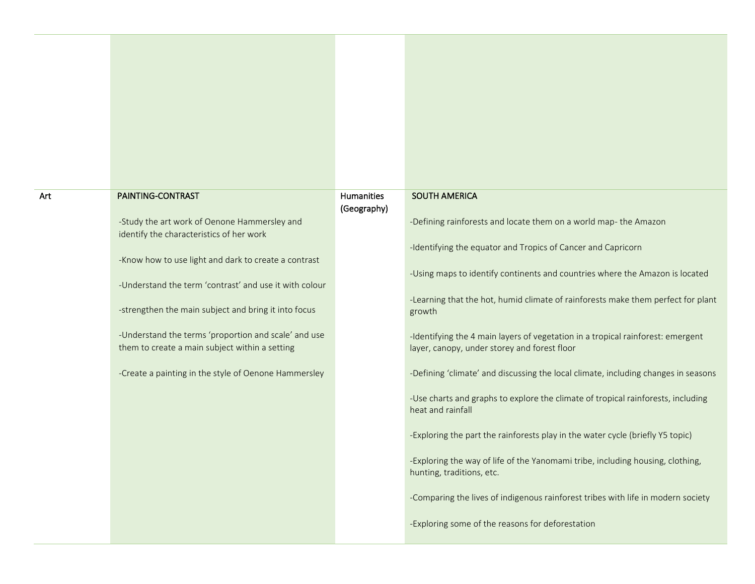| | | | |
|---|---|---|---|
| | | | |
| Art | PAINTING-CONTRAST<br><br>-Study the art work of Oenone Hammersley and identify the characteristics of her work<br><br>-Know how to use light and dark to create a contrast<br><br>-Understand the term 'contrast' and use it with colour<br><br>-strengthen the main subject and bring it into focus<br><br>-Understand the terms 'proportion and scale' and use them to create a main subject within a setting<br><br>-Create a painting in the style of Oenone Hammersley | Humanities (Geography) | SOUTH AMERICA<br><br>-Defining rainforests and locate them on a world map- the Amazon<br><br>-Identifying the equator and Tropics of Cancer and Capricorn<br><br>-Using maps to identify continents and countries where the Amazon is located<br><br>-Learning that the hot, humid climate of rainforests make them perfect for plant growth<br><br>-Identifying the 4 main layers of vegetation in a tropical rainforest: emergent layer, canopy, under storey and forest floor<br><br>-Defining 'climate' and discussing the local climate, including changes in seasons<br><br>-Use charts and graphs to explore the climate of tropical rainforests, including heat and rainfall<br><br>-Exploring the part the rainforests play in the water cycle (briefly Y5 topic)<br><br>-Exploring the way of life of the Yanomami tribe, including housing, clothing, hunting, traditions, etc.<br><br>-Comparing the lives of indigenous rainforest tribes with life in modern society<br><br>-Exploring some of the reasons for deforestation |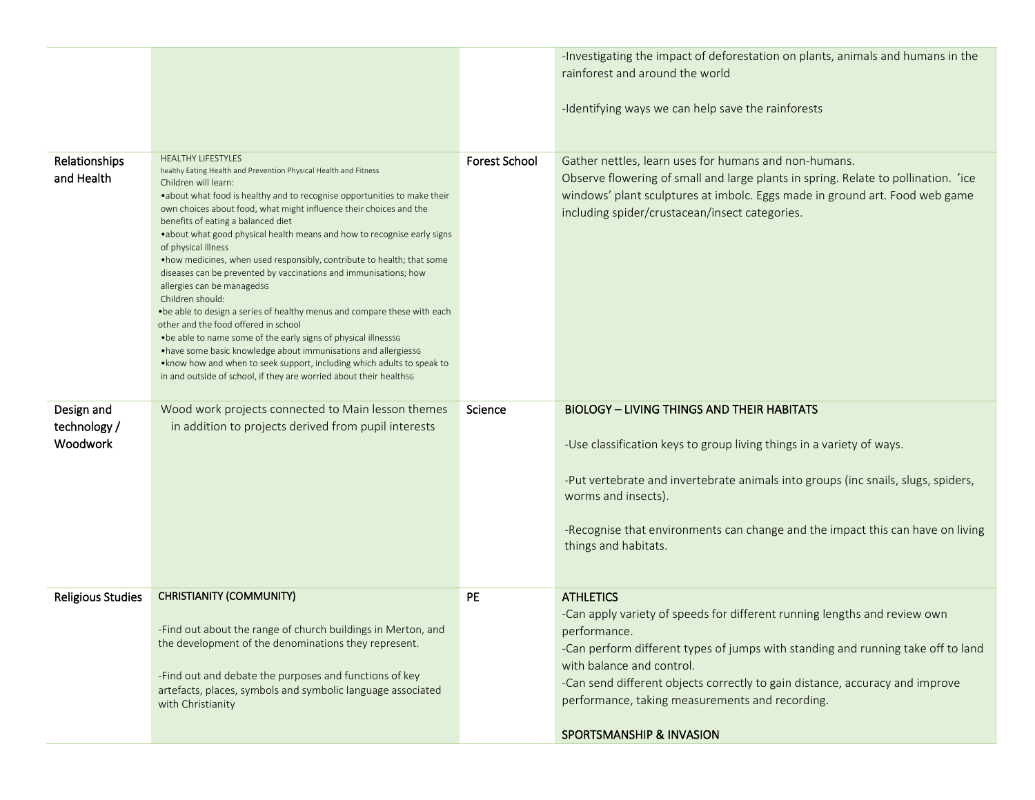| | | | |
|---|---|---|---|
| | | | -Investigating the impact of deforestation on plants, animals and humans in the rainforest and around the world<br><br>-Identifying ways we can help save the rainforests |
| Relationships and Health | HEALTHY LIFESTYLES<br>healthy Eating Health and Prevention Physical Health and Fitness<br>Children will learn:<br>•about what food is healthy and to recognise opportunities to make their own choices about food, what might influence their choices and the benefits of eating a balanced diet<br>•about what good physical health means and how to recognise early signs of physical illness<br>•how medicines, when used responsibly, contribute to health; that some diseases can be prevented by vaccinations and immunisations; how allergies can be managedSG<br>Children should:<br>•be able to design a series of healthy menus and compare these with each other and the food offered in school<br>•be able to name some of the early signs of physical illnessSG<br>•have some basic knowledge about immunisations and allergiesSG<br>•know how and when to seek support, including which adults to speak to in and outside of school, if they are worried about their healthSG | Forest School | Gather nettles, learn uses for humans and non-humans.<br>Observe flowering of small and large plants in spring. Relate to pollination. 'ice windows' plant sculptures at imbolc. Eggs made in ground art. Food web game including spider/crustacean/insect categories. |
| Design and technology / Woodwork | Wood work projects connected to Main lesson themes in addition to projects derived from pupil interests | Science | BIOLOGY – LIVING THINGS AND THEIR HABITATS<br><br>-Use classification keys to group living things in a variety of ways.<br><br>-Put vertebrate and invertebrate animals into groups (inc snails, slugs, spiders, worms and insects).<br><br>-Recognise that environments can change and the impact this can have on living things and habitats. |
| Religious Studies | CHRISTIANITY (COMMUNITY)<br><br>-Find out about the range of church buildings in Merton, and the development of the denominations they represent.<br><br>-Find out and debate the purposes and functions of key artefacts, places, symbols and symbolic language associated with Christianity | PE | ATHLETICS<br>-Can apply variety of speeds for different running lengths and review own performance.<br>-Can perform different types of jumps with standing and running take off to land with balance and control.<br>-Can send different objects correctly to gain distance, accuracy and improve performance, taking measurements and recording.<br><br>SPORTSMANSHIP & INVASION |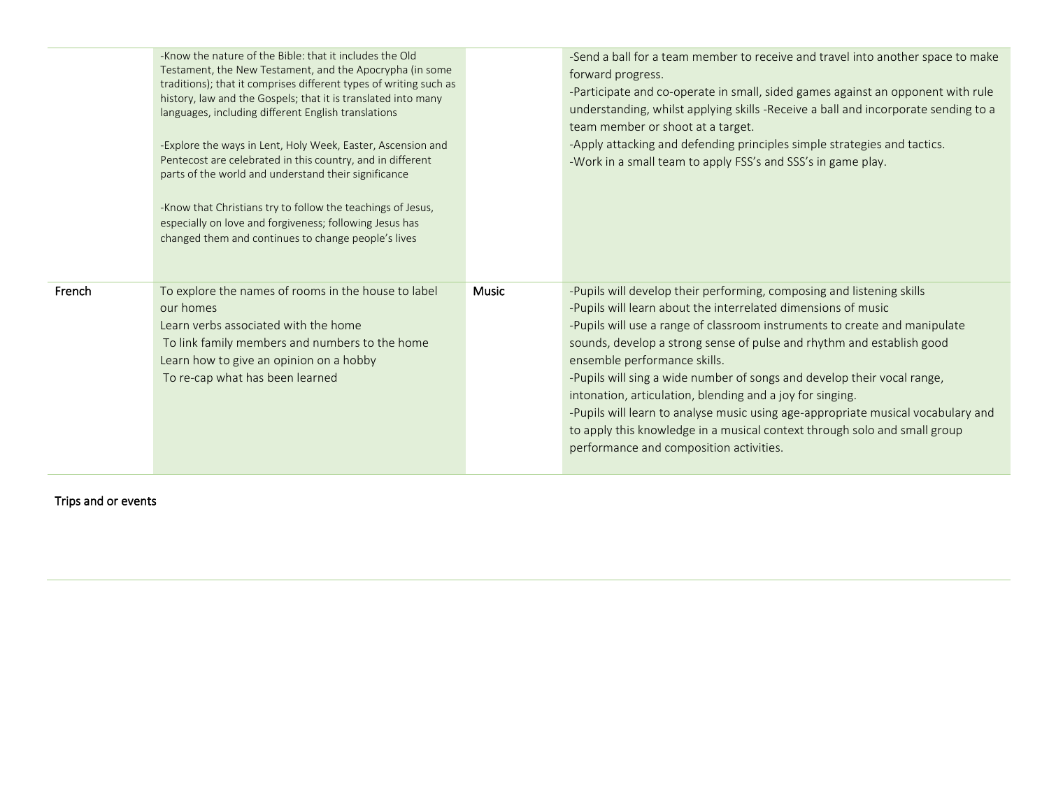| | | | |
|---|---|---|---|
| | -Know the nature of the Bible: that it includes the Old Testament, the New Testament, and the Apocrypha (in some traditions); that it comprises different types of writing such as history, law and the Gospels; that it is translated into many languages, including different English translations<br><br>-Explore the ways in Lent, Holy Week, Easter, Ascension and Pentecost are celebrated in this country, and in different parts of the world and understand their significance<br><br>-Know that Christians try to follow the teachings of Jesus, especially on love and forgiveness; following Jesus has changed them and continues to change people's lives | | -Send a ball for a team member to receive and travel into another space to make forward progress.<br>-Participate and co-operate in small, sided games against an opponent with rule understanding, whilst applying skills -Receive a ball and incorporate sending to a team member or shoot at a target.<br>-Apply attacking and defending principles simple strategies and tactics.<br>-Work in a small team to apply FSS's and SSS's in game play. |
| French | To explore the names of rooms in the house to label our homes<br>Learn verbs associated with the home<br>To link family members and numbers to the home<br>Learn how to give an opinion on a hobby<br>To re-cap what has been learned | Music | -Pupils will develop their performing, composing and listening skills<br>-Pupils will learn about the interrelated dimensions of music<br>-Pupils will use a range of classroom instruments to create and manipulate sounds, develop a strong sense of pulse and rhythm and establish good ensemble performance skills.<br>-Pupils will sing a wide number of songs and develop their vocal range, intonation, articulation, blending and a joy for singing.<br>-Pupils will learn to analyse music using age-appropriate musical vocabulary and to apply this knowledge in a musical context through solo and small group performance and composition activities. |

Trips and or events